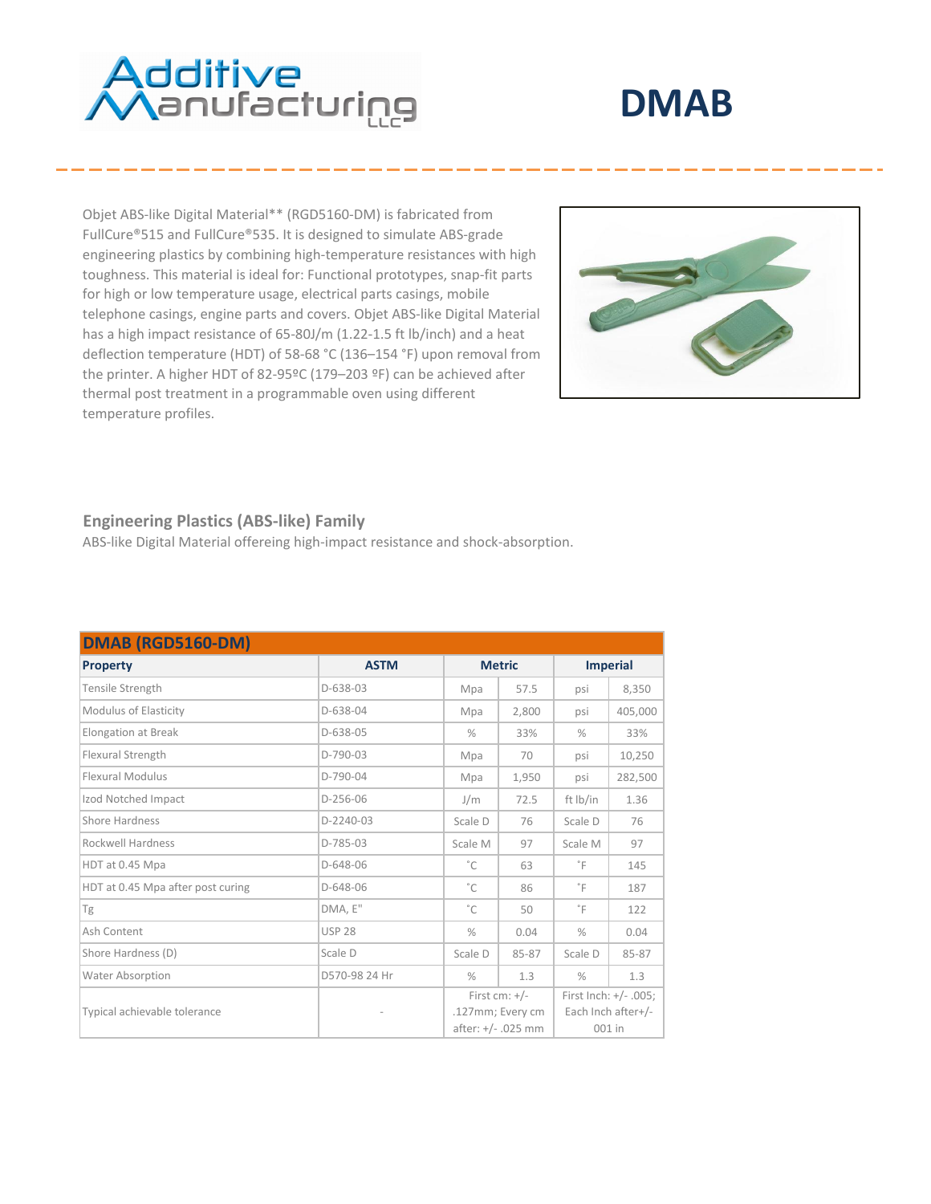# DMAB

Objet ABS-like Digital Material** (RGD5160-DM) is fabricated from FullCure®515 and FullCure®535. It is designed to simulate ABS-grade engineering plastics by combining high-temperature resistances with high toughness. This material is ideal for: Functional prototypes, snap-fit parts for high or low temperature usage, electrical parts casings, mobile telephone casings, engine parts and covers. Objet ABS-like Digital Material has a high impact resistance of 65-80J/m (1.22-1.5 ft lb/inch) and a heat deflection temperature (HDT) of 58-68 °C (136–154 °F) upon removal from the printer. A higher HDT of 82-95ºC (179–203 ºF) can be achieved after thermal post treatment in a programmable oven using different temperature profiles.

## Engineering Plastics (ABS-like) Family

ABS-like Digital Material offereing high-impact resistance and shock-absorption.

| DMAB (RGD5160-DM) | | | | | |
|---|---|---|---|---|---|
| **Property** | **ASTM** | **Metric** | | **Imperial** | |
| Tensile Strength | D-638-03 | Mpa | 57.5 | psi | 8,350 |
| Modulus of Elasticity | D-638-04 | Mpa | 2,800 | psi | 405,000 |
| Elongation at Break | D-638-05 | % | 33% | % | 33% |
| Flexural Strength | D-790-03 | Mpa | 70 | psi | 10,250 |
| Flexural Modulus | D-790-04 | Mpa | 1,950 | psi | 282,500 |
| Izod Notched Impact | D-256-06 | J/m | 72.5 | ft lb/in | 1.36 |
| Shore Hardness | D-2240-03 | Scale D | 76 | Scale D | 76 |
| Rockwell Hardness | D-785-03 | Scale M | 97 | Scale M | 97 |
| HDT at 0.45 Mpa | D-648-06 | ˚C | 63 | ˚F | 145 |
| HDT at 0.45 Mpa after post curing | D-648-06 | ˚C | 86 | ˚F | 187 |
| Tg | DMA, E" | ˚C | 50 | ˚F | 122 |
| Ash Content | USP 28 | % | 0.04 | % | 0.04 |
| Shore Hardness (D) | Scale D | Scale D | 85-87 | Scale D | 85-87 |
| Water Absorption | D570-98 24 Hr | % | 1.3 | % | 1.3 |
| Typical achievable tolerance | - | First cm: +/- .127mm; Every cm after: +/- .025 mm | | First Inch: +/- .005; Each Inch after+/- 001 in | |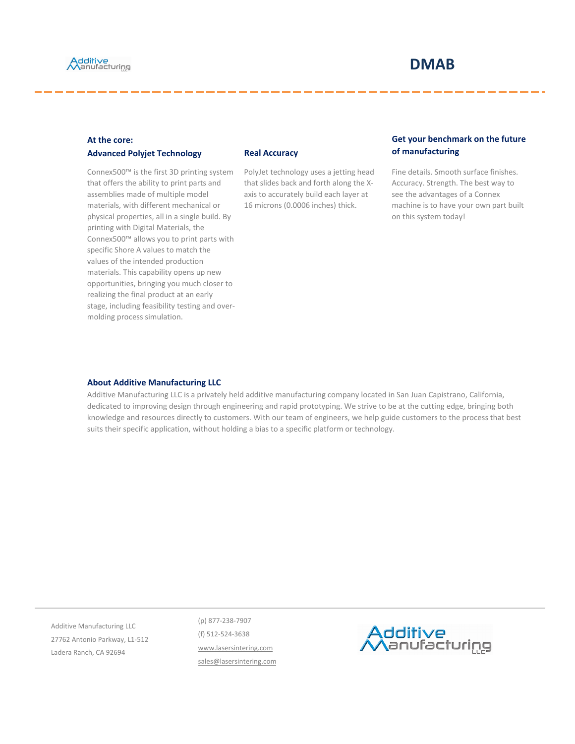# DMAB

### At the core: Advanced Polyjet Technology

Connex500™ is the first 3D printing system that offers the ability to print parts and assemblies made of multiple model materials, with different mechanical or physical properties, all in a single build. By printing with Digital Materials, the Connex500™ allows you to print parts with specific Shore A values to match the values of the intended production materials. This capability opens up new opportunities, bringing you much closer to realizing the final product at an early stage, including feasibility testing and over-molding process simulation.

### Real Accuracy

PolyJet technology uses a jetting head that slides back and forth along the X-axis to accurately build each layer at 16 microns (0.0006 inches) thick.

### Get your benchmark on the future of manufacturing

Fine details. Smooth surface finishes. Accuracy. Strength. The best way to see the advantages of a Connex machine is to have your own part built on this system today!

### About Additive Manufacturing LLC

Additive Manufacturing LLC is a privately held additive manufacturing company located in San Juan Capistrano, California, dedicated to improving design through engineering and rapid prototyping. We strive to be at the cutting edge, bringing both knowledge and resources directly to customers. With our team of engineers, we help guide customers to the process that best suits their specific application, without holding a bias to a specific platform or technology.

---

Additive Manufacturing LLC
27762 Antonio Parkway, L1-512
Ladera Ranch, CA 92694

(p) 877-238-7907
(f) 512-524-3638
www.lasersintering.com
sales@lasersintering.com